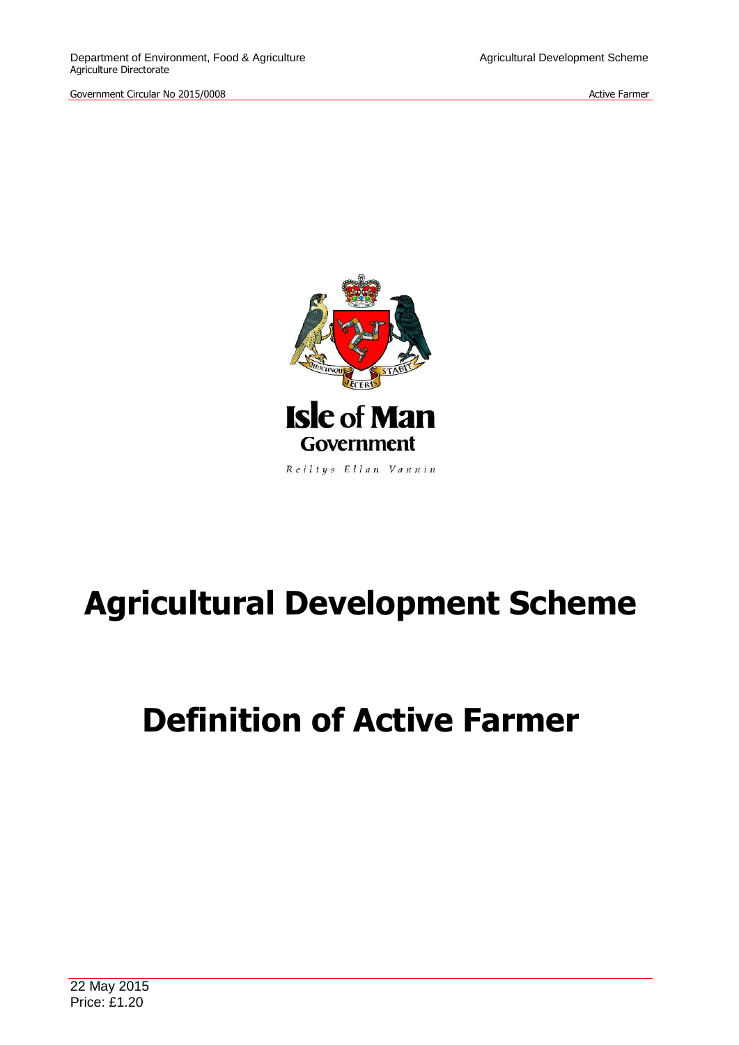Isle of Man Government

Reiltys Ellan Vannin

# Agricultural Development Scheme

# Definition of Active Farmer

22 May 2015

Price: £1.20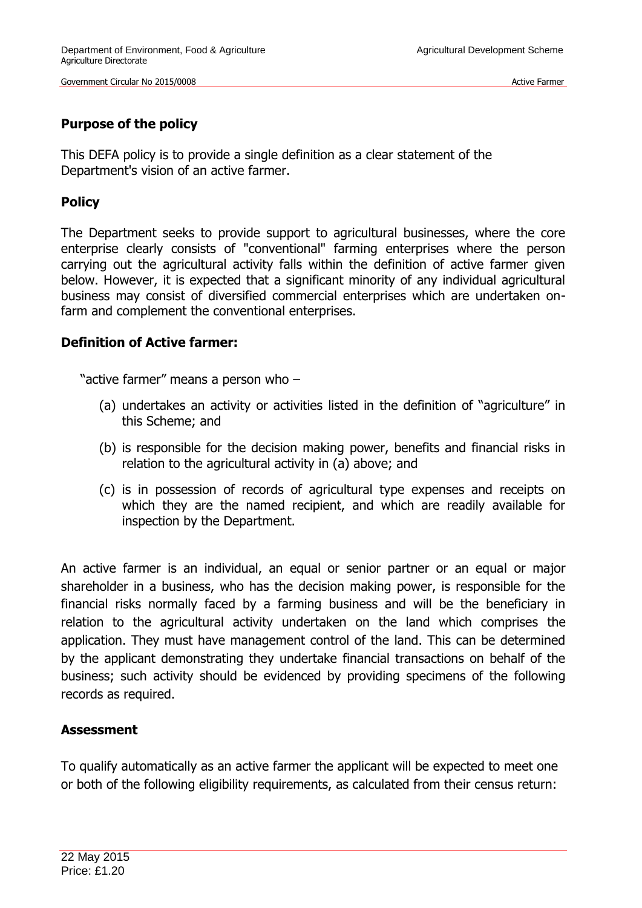## Purpose of the policy

This DEFA policy is to provide a single definition as a clear statement of the Department's vision of an active farmer.

## Policy

The Department seeks to provide support to agricultural businesses, where the core enterprise clearly consists of "conventional" farming enterprises where the person carrying out the agricultural activity falls within the definition of active farmer given below. However, it is expected that a significant minority of any individual agricultural business may consist of diversified commercial enterprises which are undertaken on-farm and complement the conventional enterprises.

## Definition of Active farmer:

"active farmer" means a person who –

(a) undertakes an activity or activities listed in the definition of "agriculture" in this Scheme; and

(b) is responsible for the decision making power, benefits and financial risks in relation to the agricultural activity in (a) above; and

(c) is in possession of records of agricultural type expenses and receipts on which they are the named recipient, and which are readily available for inspection by the Department.

An active farmer is an individual, an equal or senior partner or an equal or major shareholder in a business, who has the decision making power, is responsible for the financial risks normally faced by a farming business and will be the beneficiary in relation to the agricultural activity undertaken on the land which comprises the application. They must have management control of the land. This can be determined by the applicant demonstrating they undertake financial transactions on behalf of the business; such activity should be evidenced by providing specimens of the following records as required.

## Assessment

To qualify automatically as an active farmer the applicant will be expected to meet one or both of the following eligibility requirements, as calculated from their census return: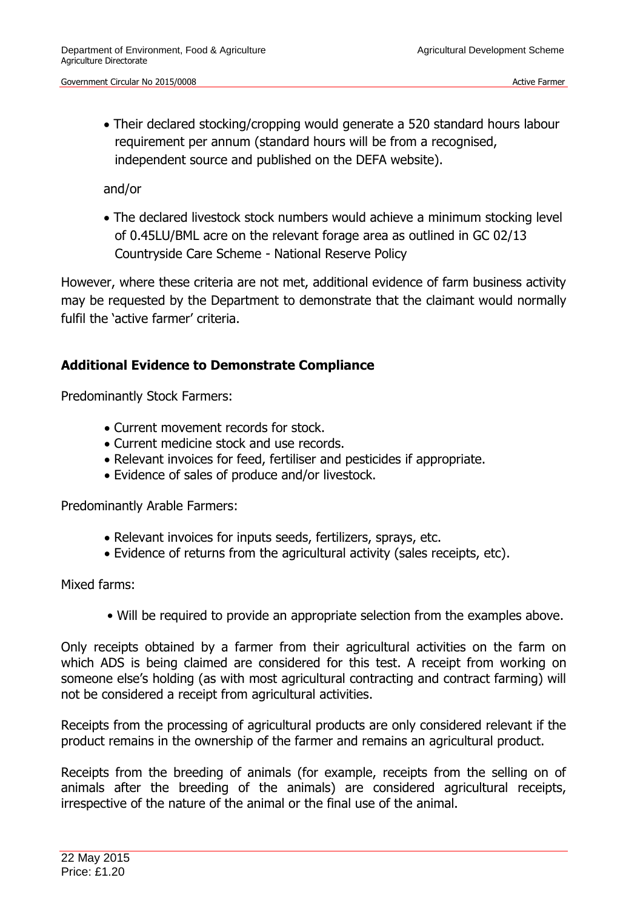- Their declared stocking/cropping would generate a 520 standard hours labour requirement per annum (standard hours will be from a recognised, independent source and published on the DEFA website).

and/or

- The declared livestock stock numbers would achieve a minimum stocking level of 0.45LU/BML acre on the relevant forage area as outlined in GC 02/13 Countryside Care Scheme - National Reserve Policy

However, where these criteria are not met, additional evidence of farm business activity may be requested by the Department to demonstrate that the claimant would normally fulfil the 'active farmer' criteria.

## Additional Evidence to Demonstrate Compliance

Predominantly Stock Farmers:

- Current movement records for stock.
- Current medicine stock and use records.
- Relevant invoices for feed, fertiliser and pesticides if appropriate.
- Evidence of sales of produce and/or livestock.

Predominantly Arable Farmers:

- Relevant invoices for inputs seeds, fertilizers, sprays, etc.
- Evidence of returns from the agricultural activity (sales receipts, etc).

Mixed farms:

- Will be required to provide an appropriate selection from the examples above.

Only receipts obtained by a farmer from their agricultural activities on the farm on which ADS is being claimed are considered for this test. A receipt from working on someone else's holding (as with most agricultural contracting and contract farming) will not be considered a receipt from agricultural activities.

Receipts from the processing of agricultural products are only considered relevant if the product remains in the ownership of the farmer and remains an agricultural product.

Receipts from the breeding of animals (for example, receipts from the selling on of animals after the breeding of the animals) are considered agricultural receipts, irrespective of the nature of the animal or the final use of the animal.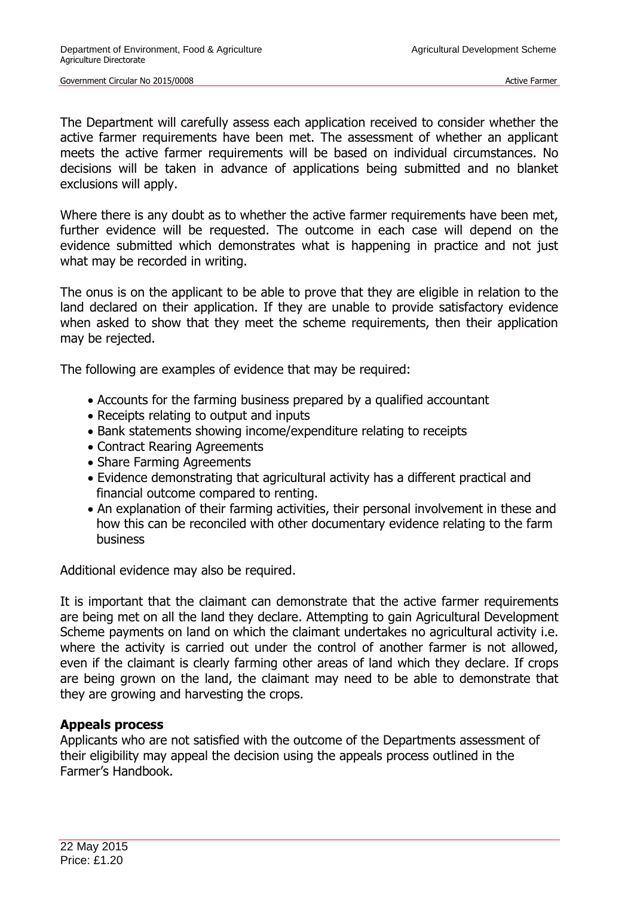The Department will carefully assess each application received to consider whether the active farmer requirements have been met. The assessment of whether an applicant meets the active farmer requirements will be based on individual circumstances. No decisions will be taken in advance of applications being submitted and no blanket exclusions will apply.

Where there is any doubt as to whether the active farmer requirements have been met, further evidence will be requested. The outcome in each case will depend on the evidence submitted which demonstrates what is happening in practice and not just what may be recorded in writing.

The onus is on the applicant to be able to prove that they are eligible in relation to the land declared on their application. If they are unable to provide satisfactory evidence when asked to show that they meet the scheme requirements, then their application may be rejected.

The following are examples of evidence that may be required:

- Accounts for the farming business prepared by a qualified accountant
- Receipts relating to output and inputs
- Bank statements showing income/expenditure relating to receipts
- Contract Rearing Agreements
- Share Farming Agreements
- Evidence demonstrating that agricultural activity has a different practical and financial outcome compared to renting.
- An explanation of their farming activities, their personal involvement in these and how this can be reconciled with other documentary evidence relating to the farm business

Additional evidence may also be required.

It is important that the claimant can demonstrate that the active farmer requirements are being met on all the land they declare. Attempting to gain Agricultural Development Scheme payments on land on which the claimant undertakes no agricultural activity i.e. where the activity is carried out under the control of another farmer is not allowed, even if the claimant is clearly farming other areas of land which they declare. If crops are being grown on the land, the claimant may need to be able to demonstrate that they are growing and harvesting the crops.

**Appeals process**

Applicants who are not satisfied with the outcome of the Departments assessment of their eligibility may appeal the decision using the appeals process outlined in the Farmer's Handbook.